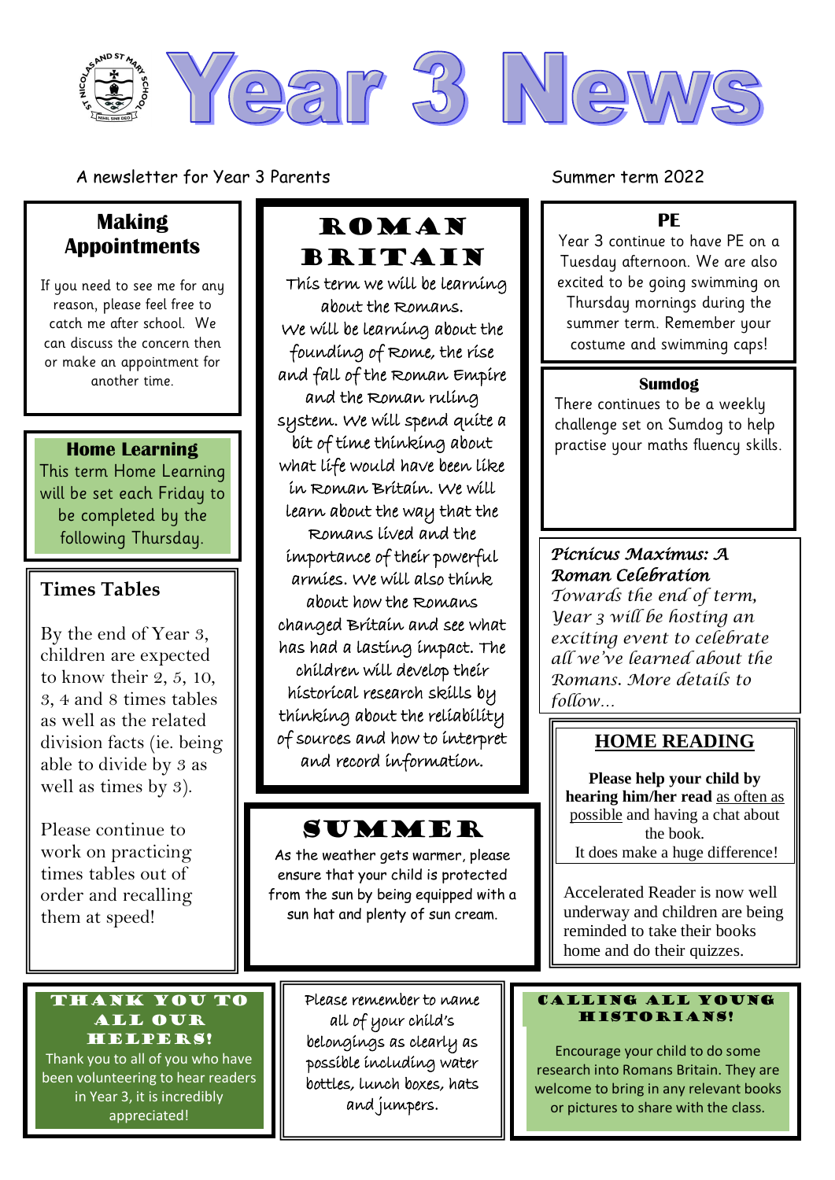# Year 3 News

A newsletter for Year 3 Parents

Summer term 2022

## Making Appointments

If you need to see me for any reason, please feel free to catch me after school. We can discuss the concern then or make an appointment for another time.

## Home Learning

This term Home Learning will be set each Friday to be completed by the following Thursday.

## Times Tables

By the end of Year 3, children are expected to know their 2, 5, 10, 3, 4 and 8 times tables as well as the related division facts (ie. being able to divide by 3 as well as times by 3).

Please continue to work on practicing times tables out of order and recalling them at speed!

## Roman Britain

This term we will be learning about the Romans. We will be learning about the founding of Rome, the rise and fall of the Roman Empire and the Roman ruling system. We will spend quite a bit of time thinking about what life would have been like in Roman Britain. We will learn about the way that the Romans lived and the importance of their powerful armies. We will also think about how the Romans changed Britain and see what has had a lasting impact. The children will develop their historical research skills by thinking about the reliability of sources and how to interpret and record information.

## Summer

As the weather gets warmer, please ensure that your child is protected from the sun by being equipped with a sun hat and plenty of sun cream.

## PE

Year 3 continue to have PE on a Tuesday afternoon. We are also excited to be going swimming on Thursday mornings during the summer term. Remember your costume and swimming caps!

## Sumdog

There continues to be a weekly challenge set on Sumdog to help practise your maths fluency skills.

## *Picnicus Maximus: A Roman Celebration*

*Towards the end of term, Year 3 will be hosting an exciting event to celebrate all we've learned about the Romans. More details to follow…*

## HOME READING

**Please help your child by hearing him/her read** as often as possible and having a chat about the book.
It does make a huge difference!

Accelerated Reader is now well underway and children are being reminded to take their books home and do their quizzes.

## Thank you to all our helpers!

Thank you to all of you who have been volunteering to hear readers in Year 3, it is incredibly appreciated!

Please remember to name all of your child's belongings as clearly as possible including water bottles, lunch boxes, hats and jumpers.

## Calling all young historians!

Encourage your child to do some research into Romans Britain. They are welcome to bring in any relevant books or pictures to share with the class.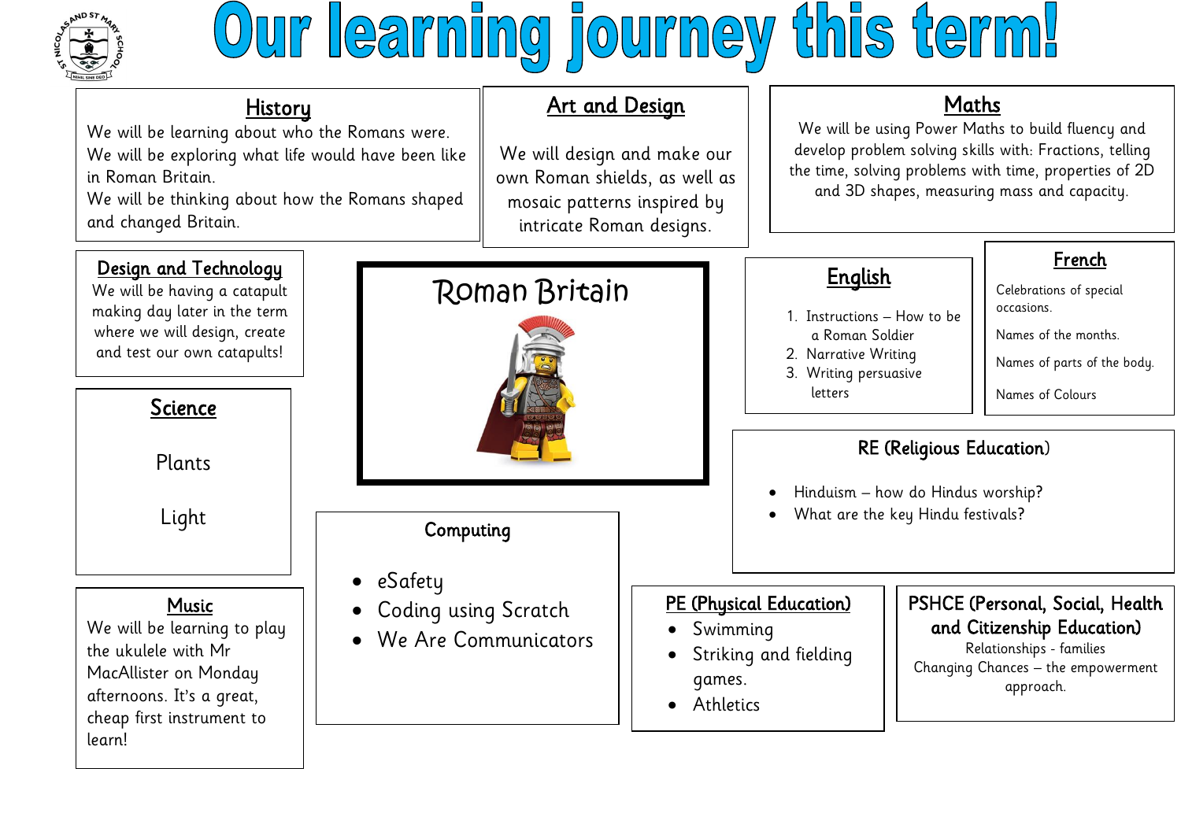# Our learning journey this term!

## History

We will be learning about who the Romans were.
We will be exploring what life would have been like in Roman Britain.
We will be thinking about how the Romans shaped and changed Britain.

## Art and Design

We will design and make our own Roman shields, as well as mosaic patterns inspired by intricate Roman designs.

## Maths

We will be using Power Maths to build fluency and develop problem solving skills with: Fractions, telling the time, solving problems with time, properties of 2D and 3D shapes, measuring mass and capacity.

## Design and Technology

We will be having a catapult making day later in the term where we will design, create and test our own catapults!

## Roman Britain

## English

1. Instructions – How to be a Roman Soldier
2. Narrative Writing
3. Writing persuasive letters

## French

Celebrations of special occasions.

Names of the months.

Names of parts of the body.

Names of Colours

## Science

Plants

Light

## RE (Religious Education)

- Hinduism – how do Hindus worship?
- What are the key Hindu festivals?

## Computing

- eSafety
- Coding using Scratch
- We Are Communicators

## Music

We will be learning to play the ukulele with Mr MacAllister on Monday afternoons. It's a great, cheap first instrument to learn!

## PE (Physical Education)

- Swimming
- Striking and fielding games.
- Athletics

## PSHCE (Personal, Social, Health and Citizenship Education)

Relationships - families
Changing Chances – the empowerment approach.